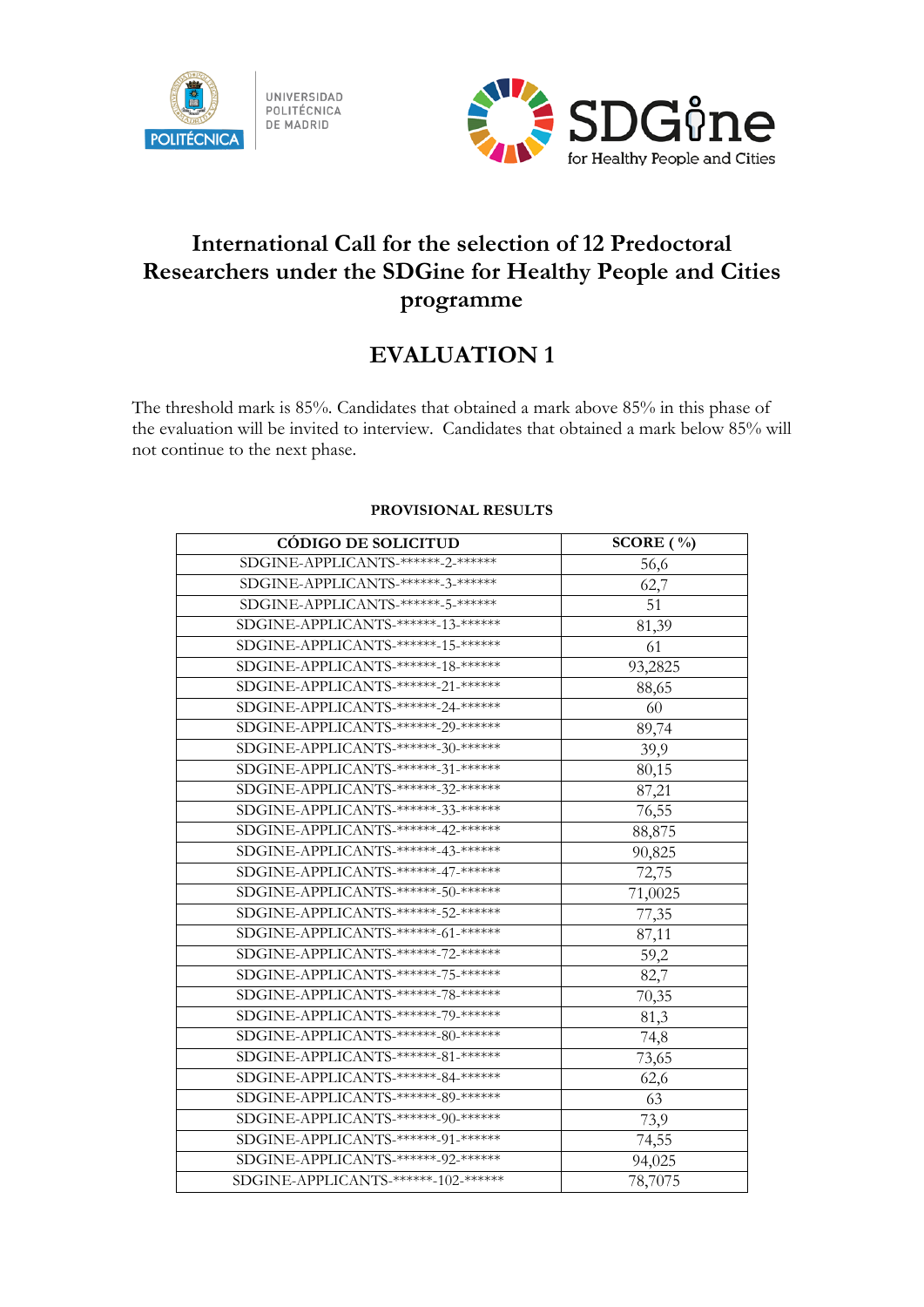UNIVERSIDAD POLITÉCNICA DE MADRID

SDGine for Healthy People and Cities

# International Call for the selection of 12 Predoctoral Researchers under the SDGine for Healthy People and Cities programme

## EVALUATION 1

The threshold mark is 85%. Candidates that obtained a mark above 85% in this phase of the evaluation will be invited to interview. Candidates that obtained a mark below 85% will not continue to the next phase.

**PROVISIONAL RESULTS**

| CÓDIGO DE SOLICITUD | SCORE ( %) |
|---|---|
| SDGINE-APPLICANTS-******-2-****** | 56,6 |
| SDGINE-APPLICANTS-******-3-****** | 62,7 |
| SDGINE-APPLICANTS-******-5-****** | 51 |
| SDGINE-APPLICANTS-******-13-****** | 81,39 |
| SDGINE-APPLICANTS-******-15-****** | 61 |
| SDGINE-APPLICANTS-******-18-****** | 93,2825 |
| SDGINE-APPLICANTS-******-21-****** | 88,65 |
| SDGINE-APPLICANTS-******-24-****** | 60 |
| SDGINE-APPLICANTS-******-29-****** | 89,74 |
| SDGINE-APPLICANTS-******-30-****** | 39,9 |
| SDGINE-APPLICANTS-******-31-****** | 80,15 |
| SDGINE-APPLICANTS-******-32-****** | 87,21 |
| SDGINE-APPLICANTS-******-33-****** | 76,55 |
| SDGINE-APPLICANTS-******-42-****** | 88,875 |
| SDGINE-APPLICANTS-******-43-****** | 90,825 |
| SDGINE-APPLICANTS-******-47-****** | 72,75 |
| SDGINE-APPLICANTS-******-50-****** | 71,0025 |
| SDGINE-APPLICANTS-******-52-****** | 77,35 |
| SDGINE-APPLICANTS-******-61-****** | 87,11 |
| SDGINE-APPLICANTS-******-72-****** | 59,2 |
| SDGINE-APPLICANTS-******-75-****** | 82,7 |
| SDGINE-APPLICANTS-******-78-****** | 70,35 |
| SDGINE-APPLICANTS-******-79-****** | 81,3 |
| SDGINE-APPLICANTS-******-80-****** | 74,8 |
| SDGINE-APPLICANTS-******-81-****** | 73,65 |
| SDGINE-APPLICANTS-******-84-****** | 62,6 |
| SDGINE-APPLICANTS-******-89-****** | 63 |
| SDGINE-APPLICANTS-******-90-****** | 73,9 |
| SDGINE-APPLICANTS-******-91-****** | 74,55 |
| SDGINE-APPLICANTS-******-92-****** | 94,025 |
| SDGINE-APPLICANTS-******-102-****** | 78,7075 |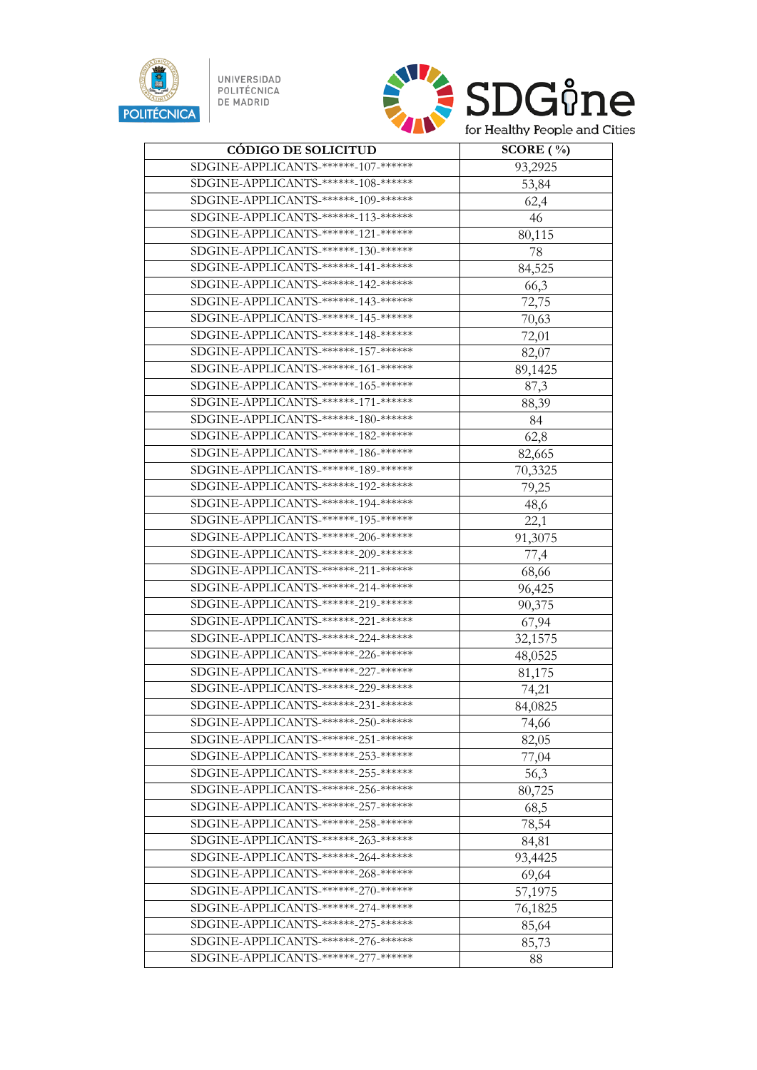| CÓDIGO DE SOLICITUD | SCORE ( %) |
|---|---|
| SDGINE-APPLICANTS-******-107-****** | 93,2925 |
| SDGINE-APPLICANTS-******-108-****** | 53,84 |
| SDGINE-APPLICANTS-******-109-****** | 62,4 |
| SDGINE-APPLICANTS-******-113-****** | 46 |
| SDGINE-APPLICANTS-******-121-****** | 80,115 |
| SDGINE-APPLICANTS-******-130-****** | 78 |
| SDGINE-APPLICANTS-******-141-****** | 84,525 |
| SDGINE-APPLICANTS-******-142-****** | 66,3 |
| SDGINE-APPLICANTS-******-143-****** | 72,75 |
| SDGINE-APPLICANTS-******-145-****** | 70,63 |
| SDGINE-APPLICANTS-******-148-****** | 72,01 |
| SDGINE-APPLICANTS-******-157-****** | 82,07 |
| SDGINE-APPLICANTS-******-161-****** | 89,1425 |
| SDGINE-APPLICANTS-******-165-****** | 87,3 |
| SDGINE-APPLICANTS-******-171-****** | 88,39 |
| SDGINE-APPLICANTS-******-180-****** | 84 |
| SDGINE-APPLICANTS-******-182-****** | 62,8 |
| SDGINE-APPLICANTS-******-186-****** | 82,665 |
| SDGINE-APPLICANTS-******-189-****** | 70,3325 |
| SDGINE-APPLICANTS-******-192-****** | 79,25 |
| SDGINE-APPLICANTS-******-194-****** | 48,6 |
| SDGINE-APPLICANTS-******-195-****** | 22,1 |
| SDGINE-APPLICANTS-******-206-****** | 91,3075 |
| SDGINE-APPLICANTS-******-209-****** | 77,4 |
| SDGINE-APPLICANTS-******-211-****** | 68,66 |
| SDGINE-APPLICANTS-******-214-****** | 96,425 |
| SDGINE-APPLICANTS-******-219-****** | 90,375 |
| SDGINE-APPLICANTS-******-221-****** | 67,94 |
| SDGINE-APPLICANTS-******-224-****** | 32,1575 |
| SDGINE-APPLICANTS-******-226-****** | 48,0525 |
| SDGINE-APPLICANTS-******-227-****** | 81,175 |
| SDGINE-APPLICANTS-******-229-****** | 74,21 |
| SDGINE-APPLICANTS-******-231-****** | 84,0825 |
| SDGINE-APPLICANTS-******-250-****** | 74,66 |
| SDGINE-APPLICANTS-******-251-****** | 82,05 |
| SDGINE-APPLICANTS-******-253-****** | 77,04 |
| SDGINE-APPLICANTS-******-255-****** | 56,3 |
| SDGINE-APPLICANTS-******-256-****** | 80,725 |
| SDGINE-APPLICANTS-******-257-****** | 68,5 |
| SDGINE-APPLICANTS-******-258-****** | 78,54 |
| SDGINE-APPLICANTS-******-263-****** | 84,81 |
| SDGINE-APPLICANTS-******-264-****** | 93,4425 |
| SDGINE-APPLICANTS-******-268-****** | 69,64 |
| SDGINE-APPLICANTS-******-270-****** | 57,1975 |
| SDGINE-APPLICANTS-******-274-****** | 76,1825 |
| SDGINE-APPLICANTS-******-275-****** | 85,64 |
| SDGINE-APPLICANTS-******-276-****** | 85,73 |
| SDGINE-APPLICANTS-******-277-****** | 88 |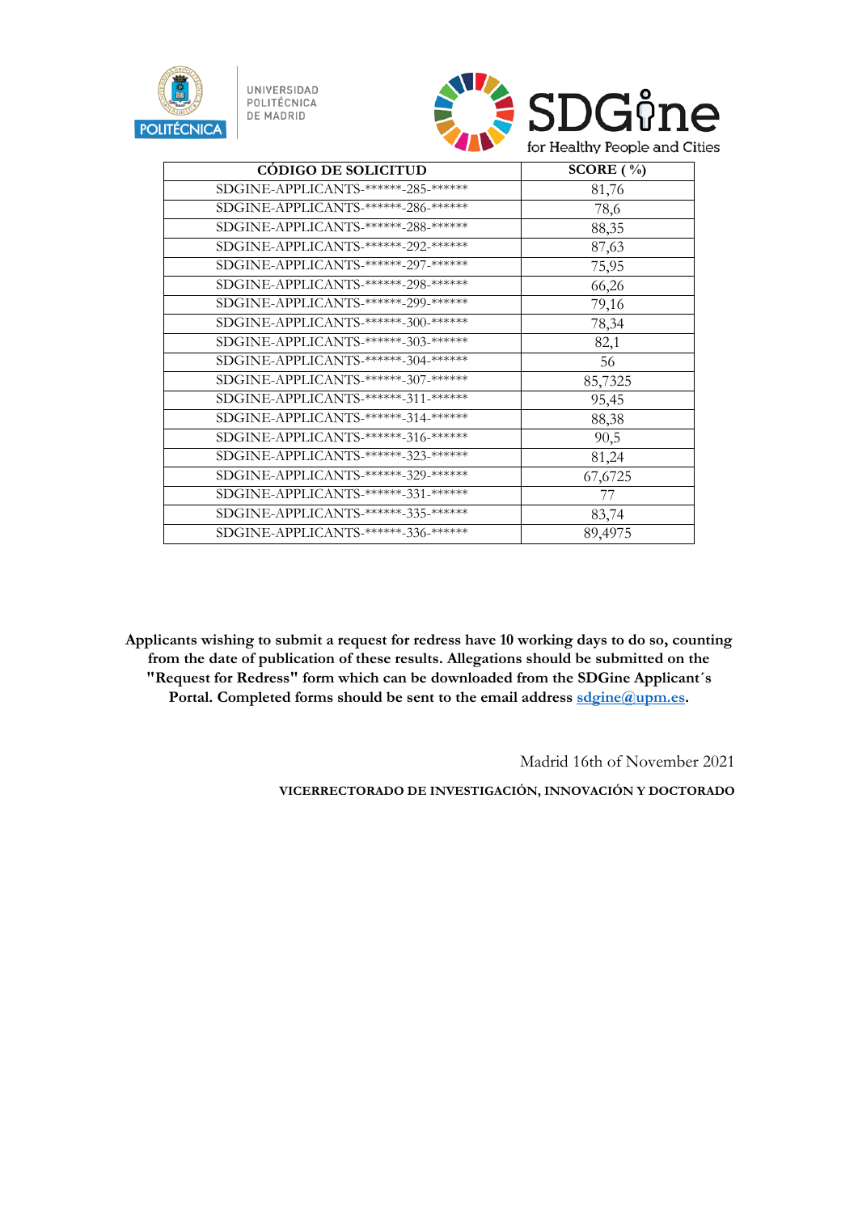| CÓDIGO DE SOLICITUD | SCORE ( %) |
|---|---|
| SDGINE-APPLICANTS-******-285-****** | 81,76 |
| SDGINE-APPLICANTS-******-286-****** | 78,6 |
| SDGINE-APPLICANTS-******-288-****** | 88,35 |
| SDGINE-APPLICANTS-******-292-****** | 87,63 |
| SDGINE-APPLICANTS-******-297-****** | 75,95 |
| SDGINE-APPLICANTS-******-298-****** | 66,26 |
| SDGINE-APPLICANTS-******-299-****** | 79,16 |
| SDGINE-APPLICANTS-******-300-****** | 78,34 |
| SDGINE-APPLICANTS-******-303-****** | 82,1 |
| SDGINE-APPLICANTS-******-304-****** | 56 |
| SDGINE-APPLICANTS-******-307-****** | 85,7325 |
| SDGINE-APPLICANTS-******-311-****** | 95,45 |
| SDGINE-APPLICANTS-******-314-****** | 88,38 |
| SDGINE-APPLICANTS-******-316-****** | 90,5 |
| SDGINE-APPLICANTS-******-323-****** | 81,24 |
| SDGINE-APPLICANTS-******-329-****** | 67,6725 |
| SDGINE-APPLICANTS-******-331-****** | 77 |
| SDGINE-APPLICANTS-******-335-****** | 83,74 |
| SDGINE-APPLICANTS-******-336-****** | 89,4975 |

**Applicants wishing to submit a request for redress have 10 working days to do so, counting from the date of publication of these results. Allegations should be submitted on the "Request for Redress" form which can be downloaded from the SDGine Applicant´s Portal. Completed forms should be sent to the email address [sdgine@upm.es](mailto:sdgine@upm.es).**

Madrid 16th of November 2021

**VICERRECTORADO DE INVESTIGACIÓN, INNOVACIÓN Y DOCTORADO**